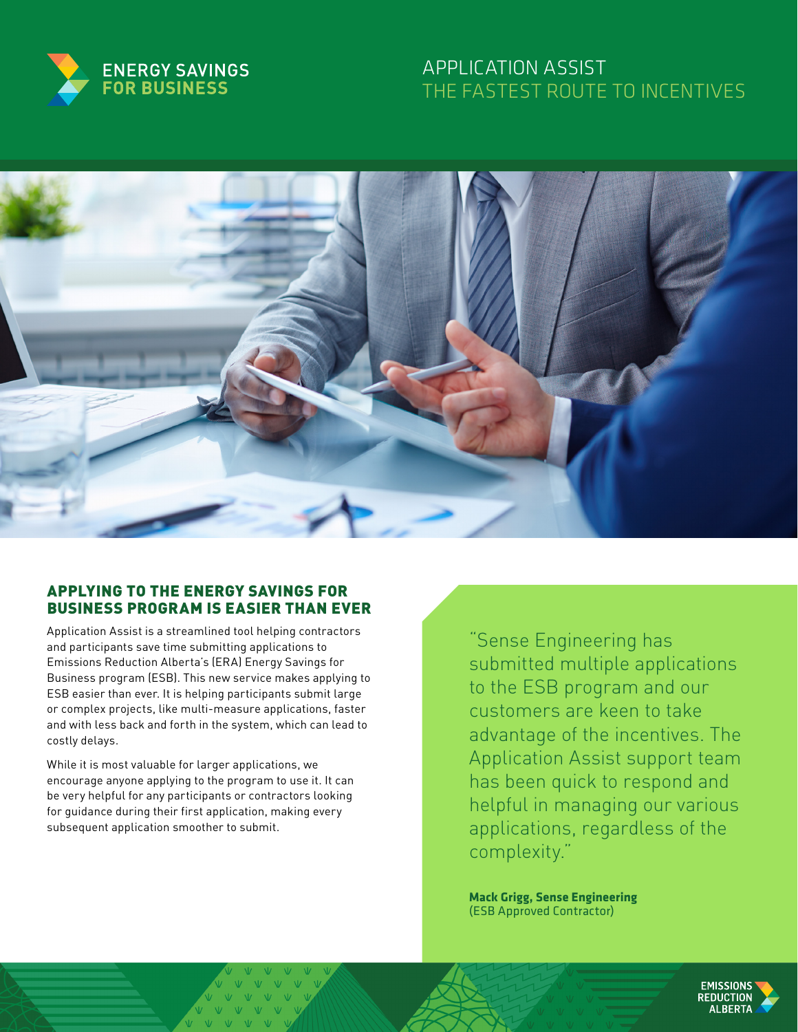ENERGY SAVINGS FOR BUSINESS

# APPLICATION ASSIST
## THE FASTEST ROUTE TO INCENTIVES

### APPLYING TO THE ENERGY SAVINGS FOR BUSINESS PROGRAM IS EASIER THAN EVER

Application Assist is a streamlined tool helping contractors and participants save time submitting applications to Emissions Reduction Alberta's (ERA) Energy Savings for Business program (ESB). This new service makes applying to ESB easier than ever. It is helping participants submit large or complex projects, like multi-measure applications, faster and with less back and forth in the system, which can lead to costly delays.

While it is most valuable for larger applications, we encourage anyone applying to the program to use it. It can be very helpful for any participants or contractors looking for guidance during their first application, making every subsequent application smoother to submit.

> "Sense Engineering has submitted multiple applications to the ESB program and our customers are keen to take advantage of the incentives. The Application Assist support team has been quick to respond and helpful in managing our various applications, regardless of the complexity."
>
> **Mack Grigg, Sense Engineering**
> (ESB Approved Contractor)

EMISSIONS REDUCTION ALBERTA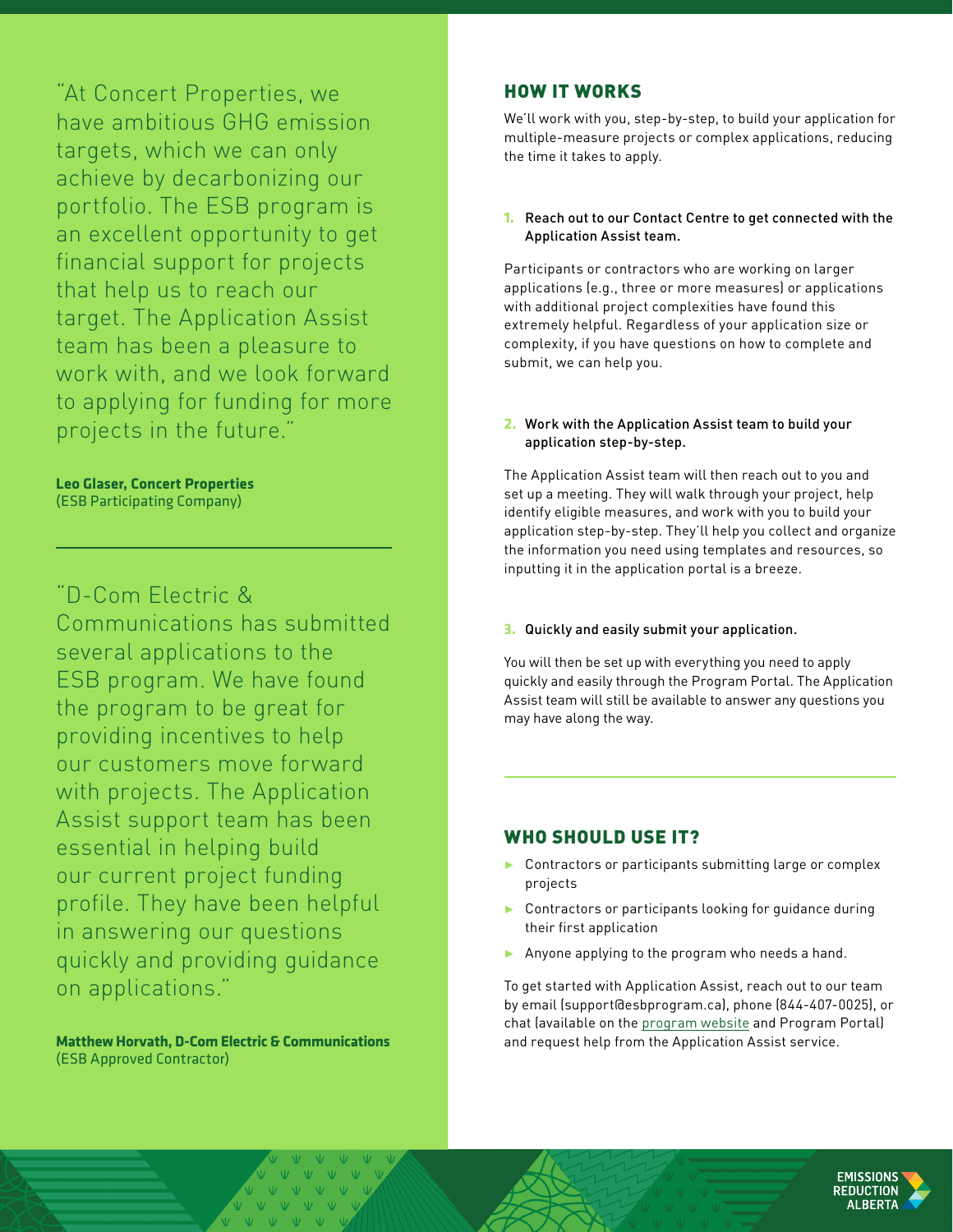"At Concert Properties, we have ambitious GHG emission targets, which we can only achieve by decarbonizing our portfolio. The ESB program is an excellent opportunity to get financial support for projects that help us to reach our target. The Application Assist team has been a pleasure to work with, and we look forward to applying for funding for more projects in the future."

**Leo Glaser, Concert Properties**
(ESB Participating Company)

---

"D-Com Electric & Communications has submitted several applications to the ESB program. We have found the program to be great for providing incentives to help our customers move forward with projects. The Application Assist support team has been essential in helping build our current project funding profile. They have been helpful in answering our questions quickly and providing guidance on applications."

**Matthew Horvath, D-Com Electric & Communications**
(ESB Approved Contractor)

## HOW IT WORKS

We'll work with you, step-by-step, to build your application for multiple-measure projects or complex applications, reducing the time it takes to apply.

1. Reach out to our Contact Centre to get connected with the Application Assist team.

Participants or contractors who are working on larger applications (e.g., three or more measures) or applications with additional project complexities have found this extremely helpful. Regardless of your application size or complexity, if you have questions on how to complete and submit, we can help you.

2. Work with the Application Assist team to build your application step-by-step.

The Application Assist team will then reach out to you and set up a meeting. They will walk through your project, help identify eligible measures, and work with you to build your application step-by-step. They'll help you collect and organize the information you need using templates and resources, so inputting it in the application portal is a breeze.

3. Quickly and easily submit your application.

You will then be set up with everything you need to apply quickly and easily through the Program Portal. The Application Assist team will still be available to answer any questions you may have along the way.

## WHO SHOULD USE IT?

- Contractors or participants submitting large or complex projects
- Contractors or participants looking for guidance during their first application
- Anyone applying to the program who needs a hand.

To get started with Application Assist, reach out to our team by email (support@esbprogram.ca), phone (844-407-0025), or chat (available on the program website and Program Portal) and request help from the Application Assist service.

EMISSIONS REDUCTION ALBERTA